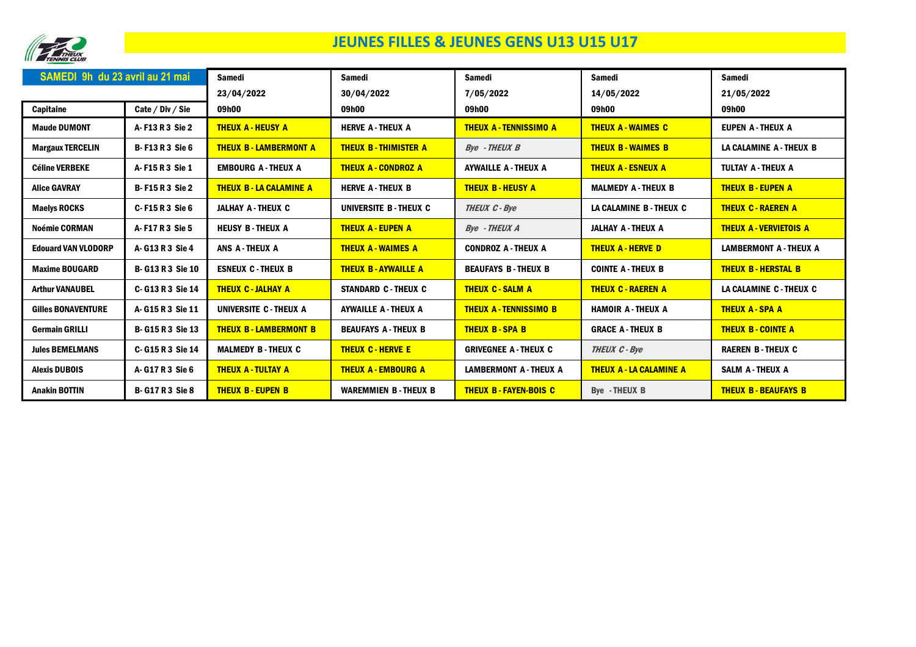# JEUNES FILLES & JEUNES GENS U13 U15 U17

| SAMEDI 9h du 23 avril au 21 mai | | Samedi 23/04/2022 09h00 | Samedi 30/04/2022 09h00 | Samedi 7/05/2022 09h00 | Samedi 14/05/2022 09h00 | Samedi 21/05/2022 09h00 |
|---|---|---|---|---|---|---|
| **Capitaine** | **Cate / Div / Sie** | | | | | |
| Maude DUMONT | A- F13 R 3 Sie 2 | THEUX A - HEUSY A | HERVE A - THEUX A | THEUX A - TENNISSIMO A | THEUX A - WAIMES C | EUPEN A - THEUX A |
| Margaux TERCELIN | B- F13 R 3 Sie 6 | THEUX B - LAMBERMONT A | THEUX B - THIMISTER A | *Bye - THEUX B* | THEUX B - WAIMES B | LA CALAMINE A - THEUX B |
| Céline VERBEKE | A- F15 R 3 Sie 1 | EMBOURG A - THEUX A | THEUX A - CONDROZ A | AYWAILLE A - THEUX A | THEUX A - ESNEUX A | TULTAY A - THEUX A |
| Alice GAVRAY | B- F15 R 3 Sie 2 | THEUX B - LA CALAMINE A | HERVE A - THEUX B | THEUX B - HEUSY A | MALMEDY A - THEUX B | THEUX B - EUPEN A |
| Maelys ROCKS | C- F15 R 3 Sie 6 | JALHAY A - THEUX C | UNIVERSITE B - THEUX C | *THEUX C - Bye* | LA CALAMINE B - THEUX C | THEUX C - RAEREN A |
| Noémie CORMAN | A- F17 R 3 Sie 5 | HEUSY B - THEUX A | THEUX A - EUPEN A | *Bye - THEUX A* | JALHAY A - THEUX A | THEUX A - VERVIETOIS A |
| Edouard VAN VLODORP | A- G13 R 3 Sie 4 | ANS A - THEUX A | THEUX A - WAIMES A | CONDROZ A - THEUX A | THEUX A - HERVE D | LAMBERMONT A - THEUX A |
| Maxime BOUGARD | B- G13 R 3 Sie 10 | ESNEUX C - THEUX B | THEUX B - AYWAILLE A | BEAUFAYS B - THEUX B | COINTE A - THEUX B | THEUX B - HERSTAL B |
| Arthur VANAUBEL | C- G13 R 3 Sie 14 | THEUX C - JALHAY A | STANDARD C - THEUX C | THEUX C - SALM A | THEUX C - RAEREN A | LA CALAMINE C - THEUX C |
| Gilles BONAVENTURE | A- G15 R 3 Sie 11 | UNIVERSITE C - THEUX A | AYWAILLE A - THEUX A | THEUX A - TENNISSIMO B | HAMOIR A - THEUX A | THEUX A - SPA A |
| Germain GRILLI | B- G15 R 3 Sie 13 | THEUX B - LAMBERMONT B | BEAUFAYS A - THEUX B | THEUX B - SPA B | GRACE A - THEUX B | THEUX B - COINTE A |
| Jules BEMELMANS | C- G15 R 3 Sie 14 | MALMEDY B - THEUX C | THEUX C - HERVE E | GRIVEGNEE A - THEUX C | *THEUX C - Bye* | RAEREN B - THEUX C |
| Alexis DUBOIS | A- G17 R 3 Sie 6 | THEUX A - TULTAY A | THEUX A - EMBOURG A | LAMBERMONT A - THEUX A | THEUX A - LA CALAMINE A | SALM A - THEUX A |
| Anakin BOTTIN | B- G17 R 3 Sie 8 | THEUX B - EUPEN B | WAREMMIEN B - THEUX B | THEUX B - FAYEN-BOIS C | Bye - THEUX B | THEUX B - BEAUFAYS B |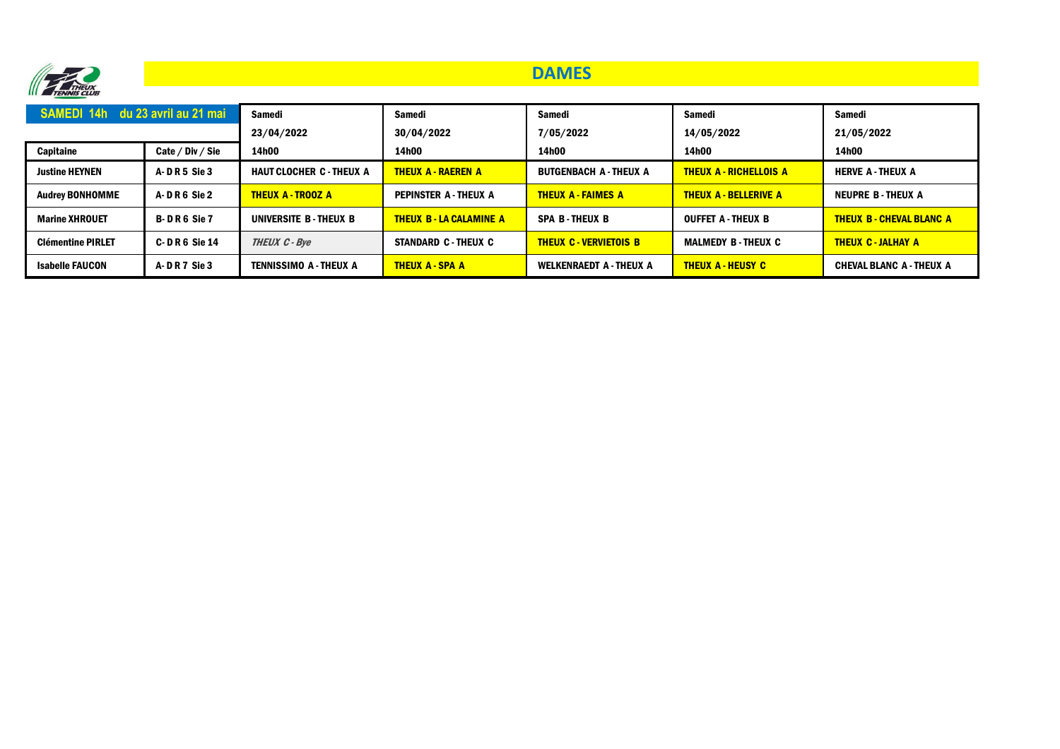# DAMES

| SAMEDI 14h du 23 avril au 21 mai | | Samedi 23/04/2022 14h00 | Samedi 30/04/2022 14h00 | Samedi 7/05/2022 14h00 | Samedi 14/05/2022 14h00 | Samedi 21/05/2022 14h00 |
|---|---|---|---|---|---|---|
| **Capitaine** | **Cate / Div / Sie** | | | | | |
| **Justine HEYNEN** | **A- D R 5 Sie 3** | **HAUT CLOCHER C - THEUX A** | **THEUX A - RAEREN A** | **BUTGENBACH A - THEUX A** | **THEUX A - RICHELLOIS A** | **HERVE A - THEUX A** |
| **Audrey BONHOMME** | **A- D R 6 Sie 2** | **THEUX A - TROOZ A** | **PEPINSTER A - THEUX A** | **THEUX A - FAIMES A** | **THEUX A - BELLERIVE A** | **NEUPRE B - THEUX A** |
| **Marine XHROUET** | **B- D R 6 Sie 7** | **UNIVERSITE B - THEUX B** | **THEUX B - LA CALAMINE A** | **SPA B - THEUX B** | **OUFFET A - THEUX B** | **THEUX B - CHEVAL BLANC A** |
| **Clémentine PIRLET** | **C- D R 6 Sie 14** | *THEUX C - Bye* | **STANDARD C - THEUX C** | **THEUX C - VERVIETOIS B** | **MALMEDY B - THEUX C** | **THEUX C - JALHAY A** |
| **Isabelle FAUCON** | **A- D R 7 Sie 3** | **TENNISSIMO A - THEUX A** | **THEUX A - SPA A** | **WELKENRAEDT A - THEUX A** | **THEUX A - HEUSY C** | **CHEVAL BLANC A - THEUX A** |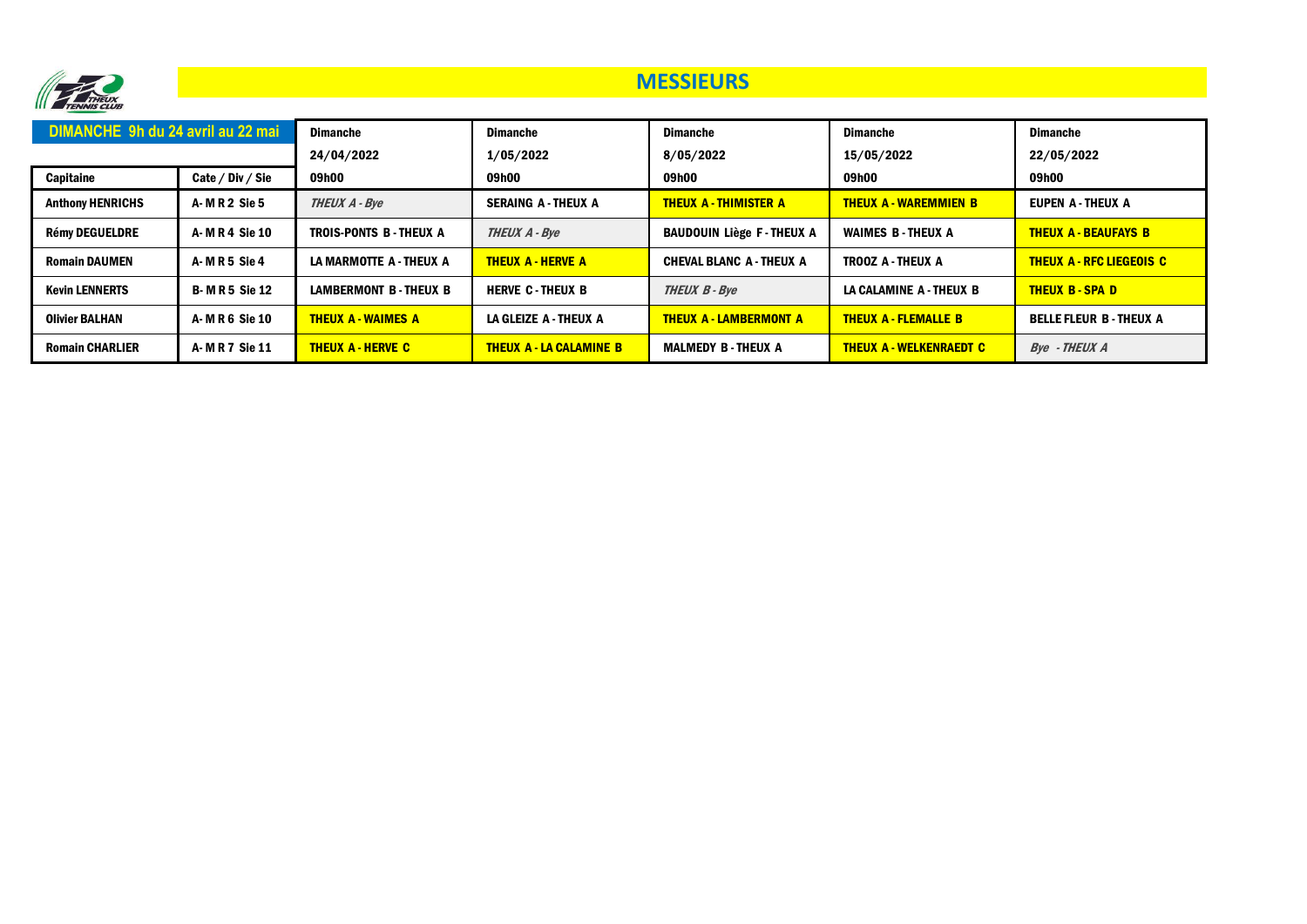# MESSIEURS

| DIMANCHE 9h du 24 avril au 22 mai | | Dimanche 24/04/2022 09h00 | Dimanche 1/05/2022 09h00 | Dimanche 8/05/2022 09h00 | Dimanche 15/05/2022 09h00 | Dimanche 22/05/2022 09h00 |
|---|---|---|---|---|---|---|
| **Capitaine** | **Cate / Div / Sie** | | | | | |
| **Anthony HENRICHS** | **A- M R 2 Sie 5** | *THEUX A - Bye* | **SERAING A - THEUX A** | **THEUX A - THIMISTER A** | **THEUX A - WAREMMIEN B** | **EUPEN A - THEUX A** |
| **Rémy DEGUELDRE** | **A- M R 4 Sie 10** | **TROIS-PONTS B - THEUX A** | *THEUX A - Bye* | **BAUDOUIN Liège F - THEUX A** | **WAIMES B - THEUX A** | **THEUX A - BEAUFAYS B** |
| **Romain DAUMEN** | **A- M R 5 Sie 4** | **LA MARMOTTE A - THEUX A** | **THEUX A - HERVE A** | **CHEVAL BLANC A - THEUX A** | **TROOZ A - THEUX A** | **THEUX A - RFC LIEGEOIS C** |
| **Kevin LENNERTS** | **B- M R 5 Sie 12** | **LAMBERMONT B - THEUX B** | **HERVE C - THEUX B** | *THEUX B - Bye* | **LA CALAMINE A - THEUX B** | **THEUX B - SPA D** |
| **Olivier BALHAN** | **A- M R 6 Sie 10** | **THEUX A - WAIMES A** | **LA GLEIZE A - THEUX A** | **THEUX A - LAMBERMONT A** | **THEUX A - FLEMALLE B** | **BELLE FLEUR B - THEUX A** |
| **Romain CHARLIER** | **A- M R 7 Sie 11** | **THEUX A - HERVE C** | **THEUX A - LA CALAMINE B** | **MALMEDY B - THEUX A** | **THEUX A - WELKENRAEDT C** | *Bye - THEUX A* |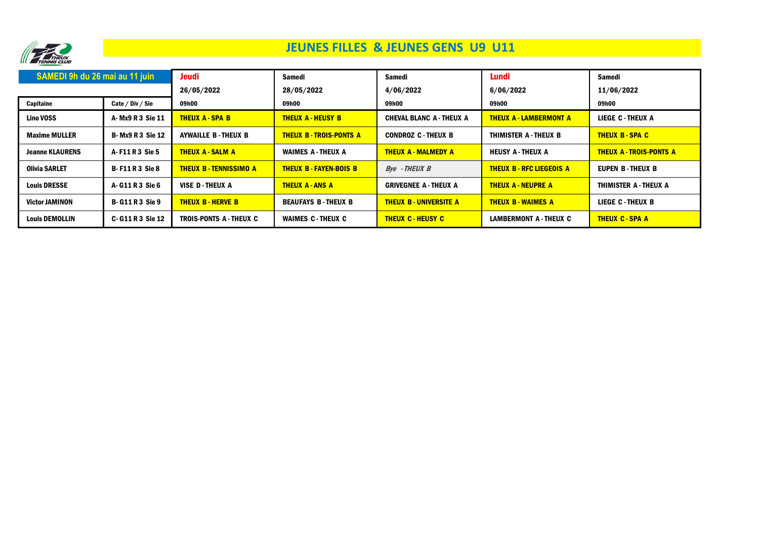# JEUNES FILLES & JEUNES GENS U9 U11

| SAMEDI 9h du 26 mai au 11 juin | | Jeudi | Samedi | Samedi | Lundi | Samedi |
|---|---|---|---|---|---|---|
| | | 26/05/2022 | 28/05/2022 | 4/06/2022 | 6/06/2022 | 11/06/2022 |
| **Capitaine** | **Cate / Div / Sie** | 09h00 | 09h00 | 09h00 | 09h00 | 09h00 |
| **Lino VOSS** | A- Mx9 R 3 Sie 11 | **THEUX A - SPA B** | **THEUX A - HEUSY B** | CHEVAL BLANC A - THEUX A | **THEUX A - LAMBERMONT A** | LIEGE C - THEUX A |
| **Maxime MULLER** | B- Mx9 R 3 Sie 12 | AYWAILLE B - THEUX B | **THEUX B - TROIS-PONTS A** | CONDROZ C - THEUX B | THIMISTER A - THEUX B | **THEUX B - SPA C** |
| **Jeanne KLAURENS** | A- F11 R 3 Sie 5 | **THEUX A - SALM A** | WAIMES A - THEUX A | **THEUX A - MALMEDY A** | HEUSY A - THEUX A | **THEUX A - TROIS-PONTS A** |
| **Olivia SARLET** | B- F11 R 3 Sie 8 | **THEUX B - TENNISSIMO A** | **THEUX B - FAYEN-BOIS B** | *Bye - THEUX B* | **THEUX B - RFC LIEGEOIS A** | EUPEN B - THEUX B |
| **Louis DRESSE** | A- G11 R 3 Sie 6 | VISE D - THEUX A | **THEUX A - ANS A** | GRIVEGNEE A - THEUX A | **THEUX A - NEUPRE A** | THIMISTER A - THEUX A |
| **Victor JAMINON** | B- G11 R 3 Sie 9 | **THEUX B - HERVE B** | BEAUFAYS B - THEUX B | **THEUX B - UNIVERSITE A** | **THEUX B - WAIMES A** | LIEGE C - THEUX B |
| **Louis DEMOLLIN** | C- G11 R 3 Sie 12 | TROIS-PONTS A - THEUX C | WAIMES C - THEUX C | **THEUX C - HEUSY C** | LAMBERMONT A - THEUX C | **THEUX C - SPA A** |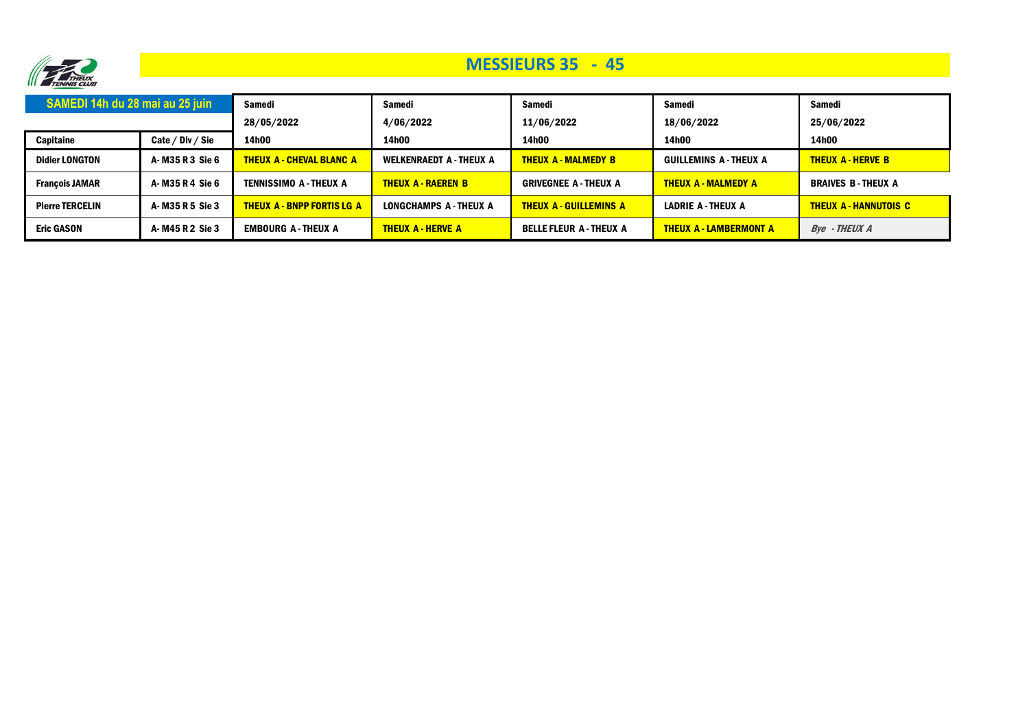# MESSIEURS 35 - 45

| SAMEDI 14h du 28 mai au 25 juin | | Samedi | Samedi | Samedi | Samedi | Samedi |
|---|---|---|---|---|---|---|
| | | 28/05/2022 | 4/06/2022 | 11/06/2022 | 18/06/2022 | 25/06/2022 |
| **Capitaine** | **Cate / Div / Sie** | 14h00 | 14h00 | 14h00 | 14h00 | 14h00 |
| **Didier LONGTON** | A- M35 R 3 Sie 6 | THEUX A - CHEVAL BLANC A | WELKENRAEDT A - THEUX A | THEUX A - MALMEDY B | GUILLEMINS A - THEUX A | THEUX A - HERVE B |
| **François JAMAR** | A- M35 R 4 Sie 6 | TENNISSIMO A - THEUX A | THEUX A - RAEREN B | GRIVEGNEE A - THEUX A | THEUX A - MALMEDY A | BRAIVES B - THEUX A |
| **Pierre TERCELIN** | A- M35 R 5 Sie 3 | THEUX A - BNPP FORTIS LG A | LONGCHAMPS A - THEUX A | THEUX A - GUILLEMINS A | LADRIE A - THEUX A | THEUX A - HANNUTOIS C |
| **Eric GASON** | A- M45 R 2 Sie 3 | EMBOURG A - THEUX A | THEUX A - HERVE A | BELLE FLEUR A - THEUX A | THEUX A - LAMBERMONT A | *Bye - THEUX A* |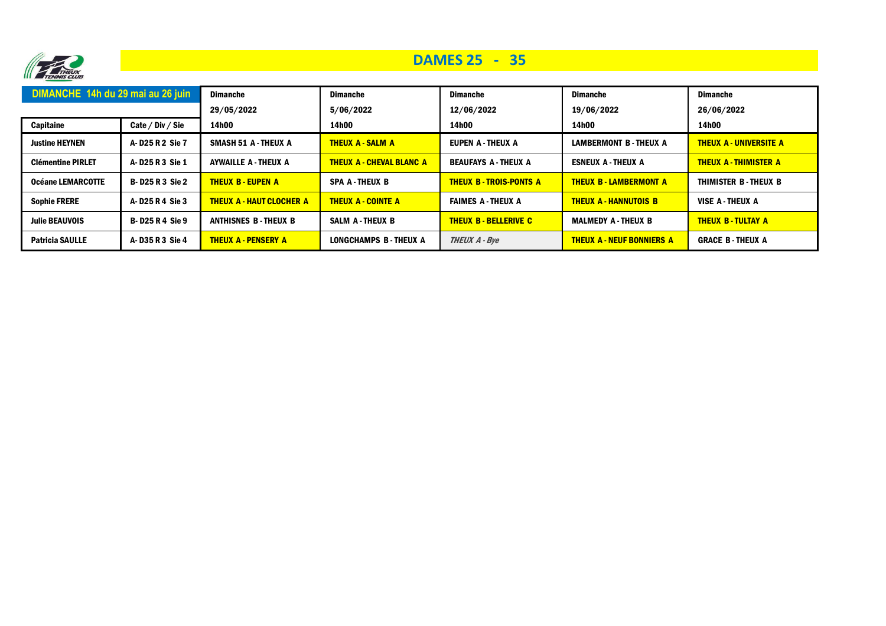# DAMES 25 - 35

| DIMANCHE 14h du 29 mai au 26 juin | | Dimanche | Dimanche | Dimanche | Dimanche | Dimanche |
|---|---|---|---|---|---|---|
| | | 29/05/2022 | 5/06/2022 | 12/06/2022 | 19/06/2022 | 26/06/2022 |
| Capitaine | Cate / Div / Sie | 14h00 | 14h00 | 14h00 | 14h00 | 14h00 |
| Justine HEYNEN | A- D25 R 2 Sie 7 | SMASH 51 A - THEUX A | THEUX A - SALM A | EUPEN A - THEUX A | LAMBERMONT B - THEUX A | THEUX A - UNIVERSITE A |
| Clémentine PIRLET | A- D25 R 3 Sie 1 | AYWAILLE A - THEUX A | THEUX A - CHEVAL BLANC A | BEAUFAYS A - THEUX A | ESNEUX A - THEUX A | THEUX A - THIMISTER A |
| Océane LEMARCOTTE | B- D25 R 3 Sie 2 | THEUX B - EUPEN A | SPA A - THEUX B | THEUX B - TROIS-PONTS A | THEUX B - LAMBERMONT A | THIMISTER B - THEUX B |
| Sophie FRERE | A- D25 R 4 Sie 3 | THEUX A - HAUT CLOCHER A | THEUX A - COINTE A | FAIMES A - THEUX A | THEUX A - HANNUTOIS B | VISE A - THEUX A |
| Julie BEAUVOIS | B- D25 R 4 Sie 9 | ANTHISNES B - THEUX B | SALM A - THEUX B | THEUX B - BELLERIVE C | MALMEDY A - THEUX B | THEUX B - TULTAY A |
| Patricia SAULLE | A- D35 R 3 Sie 4 | THEUX A - PENSERY A | LONGCHAMPS B - THEUX A | *THEUX A - Bye* | THEUX A - NEUF BONNIERS A | GRACE B - THEUX A |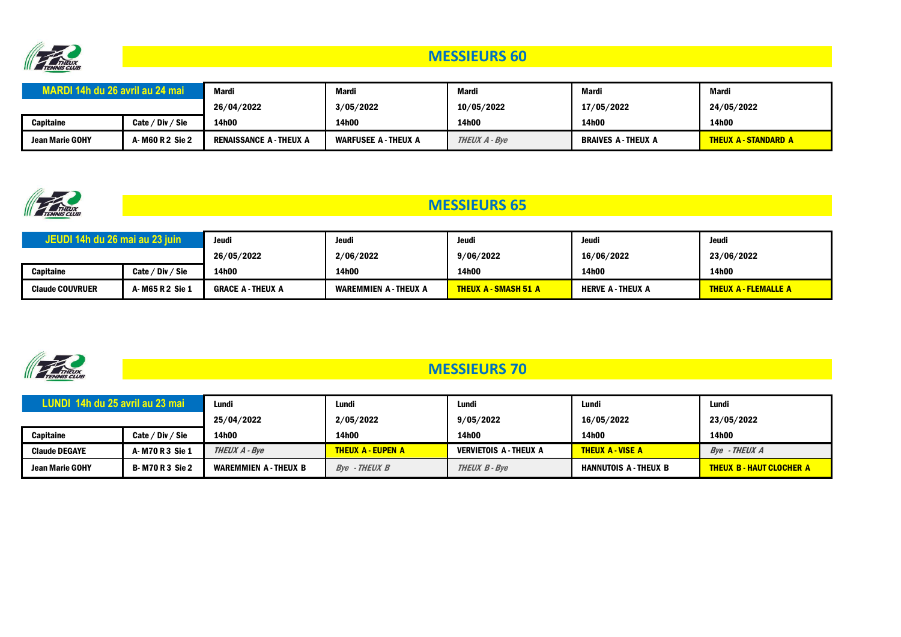## MESSIEURS 60

| MARDI 14h du 26 avril au 24 mai | | Mardi | Mardi | Mardi | Mardi | Mardi |
|---|---|---|---|---|---|---|
| | | 26/04/2022 | 3/05/2022 | 10/05/2022 | 17/05/2022 | 24/05/2022 |
| Capitaine | Cate / Div / Sie | 14h00 | 14h00 | 14h00 | 14h00 | 14h00 |
| Jean Marie GOHY | A- M60 R 2 Sie 2 | RENAISSANCE A - THEUX A | WARFUSEE A - THEUX A | *THEUX A - Bye* | BRAIVES A - THEUX A | THEUX A - STANDARD A |

## MESSIEURS 65

| JEUDI 14h du 26 mai au 23 juin | | Jeudi | Jeudi | Jeudi | Jeudi | Jeudi |
|---|---|---|---|---|---|---|
| | | 26/05/2022 | 2/06/2022 | 9/06/2022 | 16/06/2022 | 23/06/2022 |
| Capitaine | Cate / Div / Sie | 14h00 | 14h00 | 14h00 | 14h00 | 14h00 |
| Claude COUVRUER | A- M65 R 2 Sie 1 | GRACE A - THEUX A | WAREMMIEN A - THEUX A | THEUX A - SMASH 51 A | HERVE A - THEUX A | THEUX A - FLEMALLE A |

## MESSIEURS 70

| LUNDI 14h du 25 avril au 23 mai | | Lundi | Lundi | Lundi | Lundi | Lundi |
|---|---|---|---|---|---|---|
| | | 25/04/2022 | 2/05/2022 | 9/05/2022 | 16/05/2022 | 23/05/2022 |
| Capitaine | Cate / Div / Sie | 14h00 | 14h00 | 14h00 | 14h00 | 14h00 |
| Claude DEGAYE | A- M70 R 3 Sie 1 | *THEUX A - Bye* | THEUX A - EUPEN A | VERVIETOIS A - THEUX A | THEUX A - VISE A | *Bye - THEUX A* |
| Jean Marie GOHY | B- M70 R 3 Sie 2 | WAREMMIEN A - THEUX B | *Bye - THEUX B* | *THEUX B - Bye* | HANNUTOIS A - THEUX B | THEUX B - HAUT CLOCHER A |